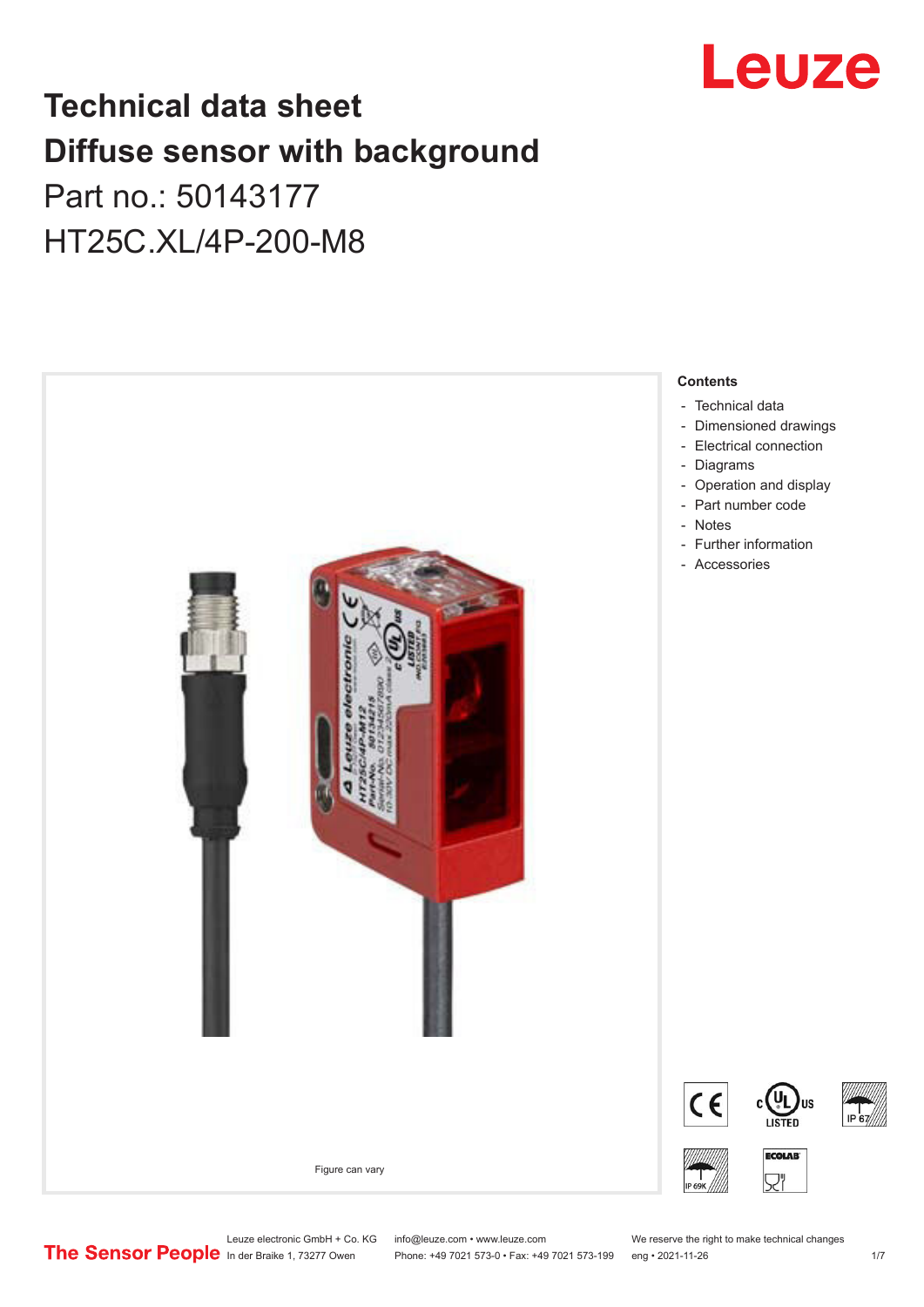# Technical data sheet
# Diffuse sensor with background

Part no.: 50143177

HT25C.XL/4P-200-M8

Figure can vary

**Contents**

- Technical data
- Dimensioned drawings
- Electrical connection
- Diagrams
- Operation and display
- Part number code
- Notes
- Further information
- Accessories

Leuze electronic GmbH + Co. KG
In der Braike 1, 73277 Owen

info@leuze.com • www.leuze.com
Phone: +49 7021 573-0 • Fax: +49 7021 573-199

We reserve the right to make technical changes
eng • 2021-11-26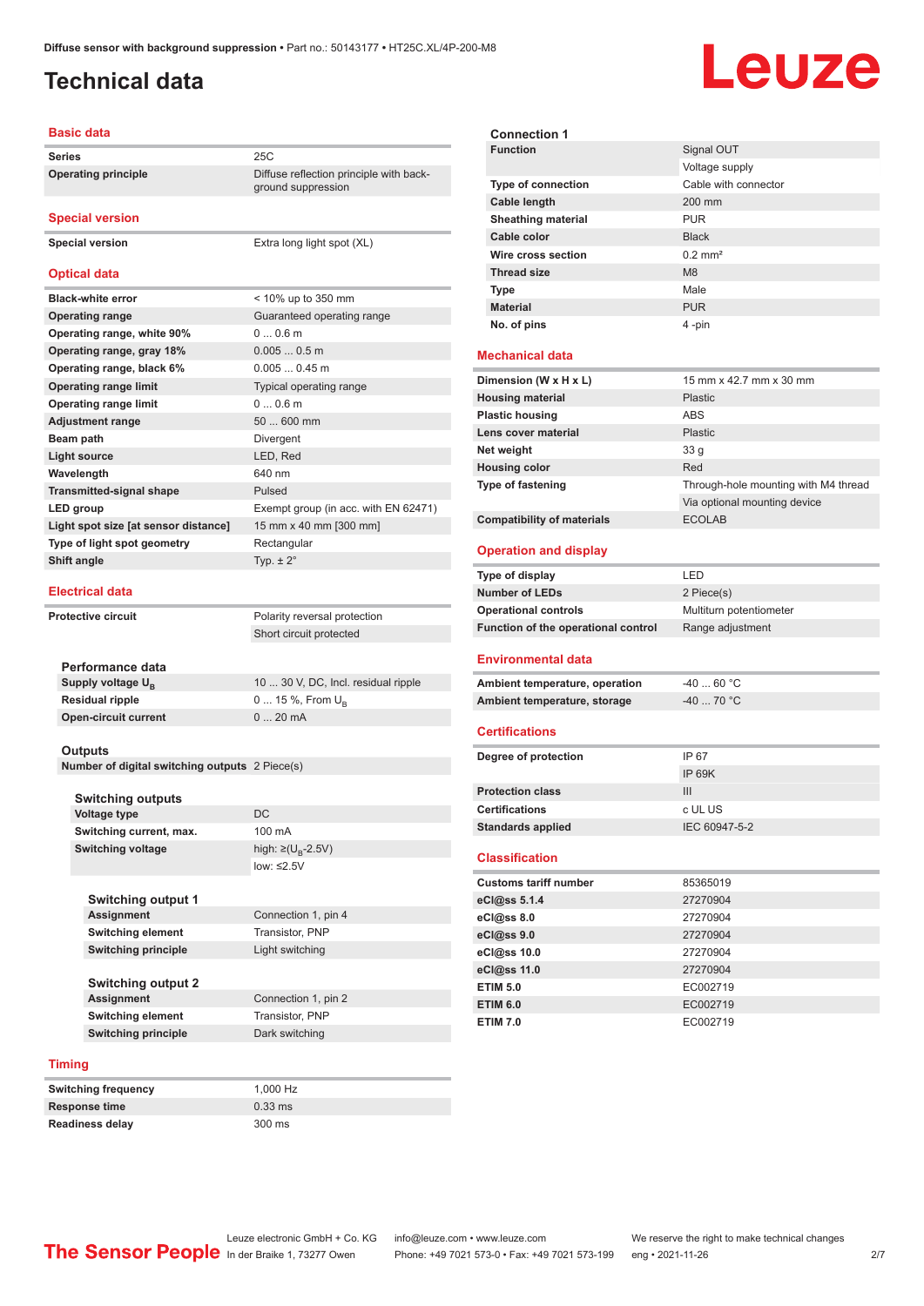# Technical data

## Basic data

| | |
|---|---|
| Series | 25C |
| Operating principle | Diffuse reflection principle with background suppression |

## Special version

| | |
|---|---|
| Special version | Extra long light spot (XL) |

## Optical data

| | |
|---|---|
| Black-white error | < 10% up to 350 mm |
| Operating range | Guaranteed operating range |
| Operating range, white 90% | 0 ... 0.6 m |
| Operating range, gray 18% | 0.005 ... 0.5 m |
| Operating range, black 6% | 0.005 ... 0.45 m |
| Operating range limit | Typical operating range |
| Operating range limit | 0 ... 0.6 m |
| Adjustment range | 50 ... 600 mm |
| Beam path | Divergent |
| Light source | LED, Red |
| Wavelength | 640 nm |
| Transmitted-signal shape | Pulsed |
| LED group | Exempt group (in acc. with EN 62471) |
| Light spot size [at sensor distance] | 15 mm x 40 mm [300 mm] |
| Type of light spot geometry | Rectangular |
| Shift angle | Typ. ± 2° |

## Electrical data

| | |
|---|---|
| Protective circuit | Polarity reversal protection |
| | Short circuit protected |

### Performance data

| | |
|---|---|
| Supply voltage $U_B$ | 10 ... 30 V, DC, Incl. residual ripple |
| Residual ripple | 0 ... 15 %, From $U_B$ |
| Open-circuit current | 0 ... 20 mA |

### Outputs

| | |
|---|---|
| Number of digital switching outputs | 2 Piece(s) |

#### Switching outputs

| | |
|---|---|
| Voltage type | DC |
| Switching current, max. | 100 mA |
| Switching voltage | high: ≥($U_B$-2.5V) |
| | low: ≤2.5V |

##### Switching output 1

| | |
|---|---|
| Assignment | Connection 1, pin 4 |
| Switching element | Transistor, PNP |
| Switching principle | Light switching |

##### Switching output 2

| | |
|---|---|
| Assignment | Connection 1, pin 2 |
| Switching element | Transistor, PNP |
| Switching principle | Dark switching |

## Timing

| | |
|---|---|
| Switching frequency | 1,000 Hz |
| Response time | 0.33 ms |
| Readiness delay | 300 ms |

### Connection 1

| | |
|---|---|
| Function | Signal OUT |
| | Voltage supply |
| Type of connection | Cable with connector |
| Cable length | 200 mm |
| Sheathing material | PUR |
| Cable color | Black |
| Wire cross section | 0.2 mm² |
| Thread size | M8 |
| Type | Male |
| Material | PUR |
| No. of pins | 4 -pin |

## Mechanical data

| | |
|---|---|
| Dimension (W x H x L) | 15 mm x 42.7 mm x 30 mm |
| Housing material | Plastic |
| Plastic housing | ABS |
| Lens cover material | Plastic |
| Net weight | 33 g |
| Housing color | Red |
| Type of fastening | Through-hole mounting with M4 thread |
| | Via optional mounting device |
| Compatibility of materials | ECOLAB |

## Operation and display

| | |
|---|---|
| Type of display | LED |
| Number of LEDs | 2 Piece(s) |
| Operational controls | Multiturn potentiometer |
| Function of the operational control | Range adjustment |

## Environmental data

| | |
|---|---|
| Ambient temperature, operation | -40 ... 60 °C |
| Ambient temperature, storage | -40 ... 70 °C |

## Certifications

| | |
|---|---|
| Degree of protection | IP 67 |
| | IP 69K |
| Protection class | III |
| Certifications | c UL US |
| Standards applied | IEC 60947-5-2 |

## Classification

| | |
|---|---|
| Customs tariff number | 85365019 |
| eCl@ss 5.1.4 | 27270904 |
| eCl@ss 8.0 | 27270904 |
| eCl@ss 9.0 | 27270904 |
| eCl@ss 10.0 | 27270904 |
| eCl@ss 11.0 | 27270904 |
| ETIM 5.0 | EC002719 |
| ETIM 6.0 | EC002719 |
| ETIM 7.0 | EC002719 |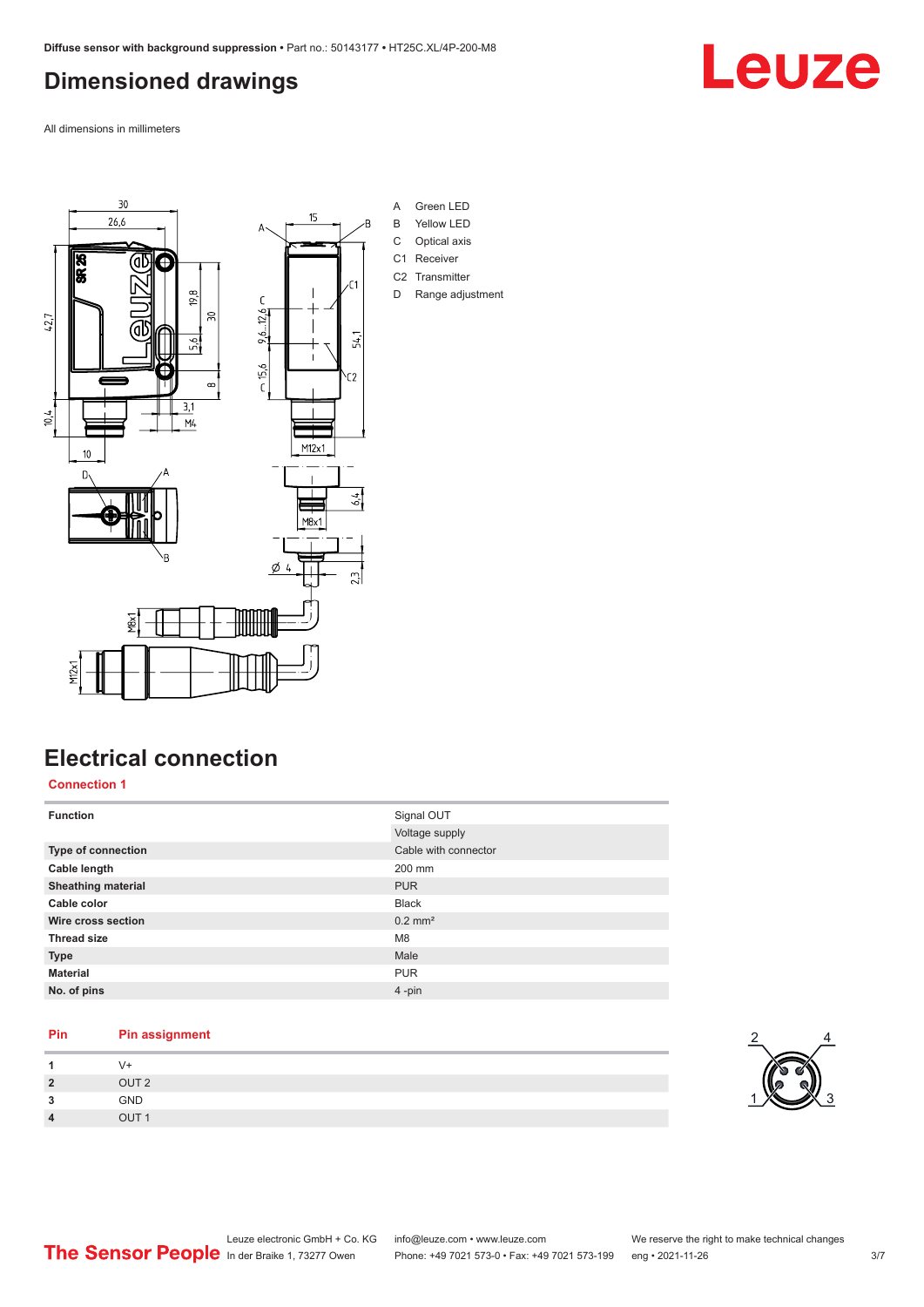# Dimensioned drawings

All dimensions in millimeters

A Green LED
B Yellow LED
C Optical axis
C1 Receiver
C2 Transmitter
D Range adjustment

# Electrical connection

## Connection 1

| Function | Signal OUT |
| --- | --- |
| | Voltage supply |
| **Type of connection** | Cable with connector |
| **Cable length** | 200 mm |
| **Sheathing material** | PUR |
| **Cable color** | Black |
| **Wire cross section** | 0.2 mm² |
| **Thread size** | M8 |
| **Type** | Male |
| **Material** | PUR |
| **No. of pins** | 4 -pin |

| Pin | Pin assignment |
| --- | --- |
| 1 | V+ |
| 2 | OUT 2 |
| 3 | GND |
| 4 | OUT 1 |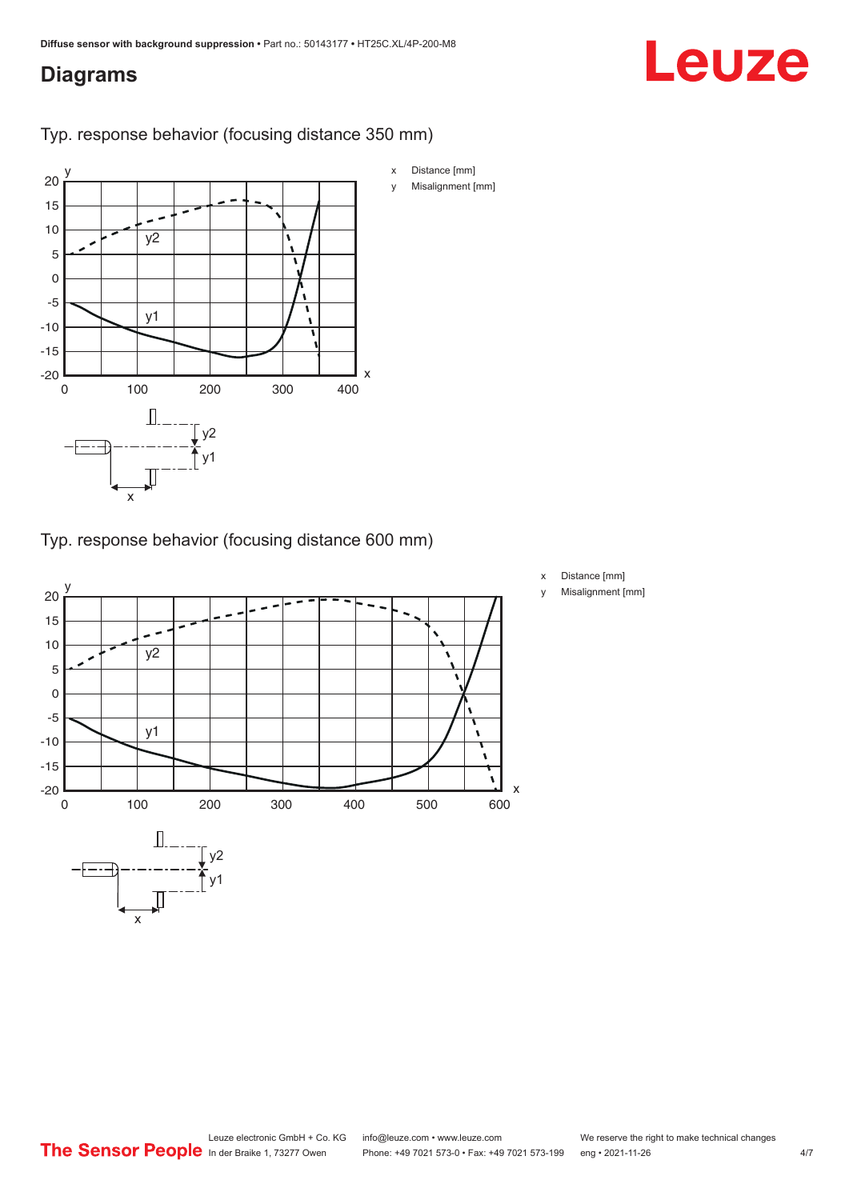## Diagrams

Typ. response behavior (focusing distance 350 mm)

x Distance [mm]

y Misalignment [mm]

Typ. response behavior (focusing distance 600 mm)

x Distance [mm]

y Misalignment [mm]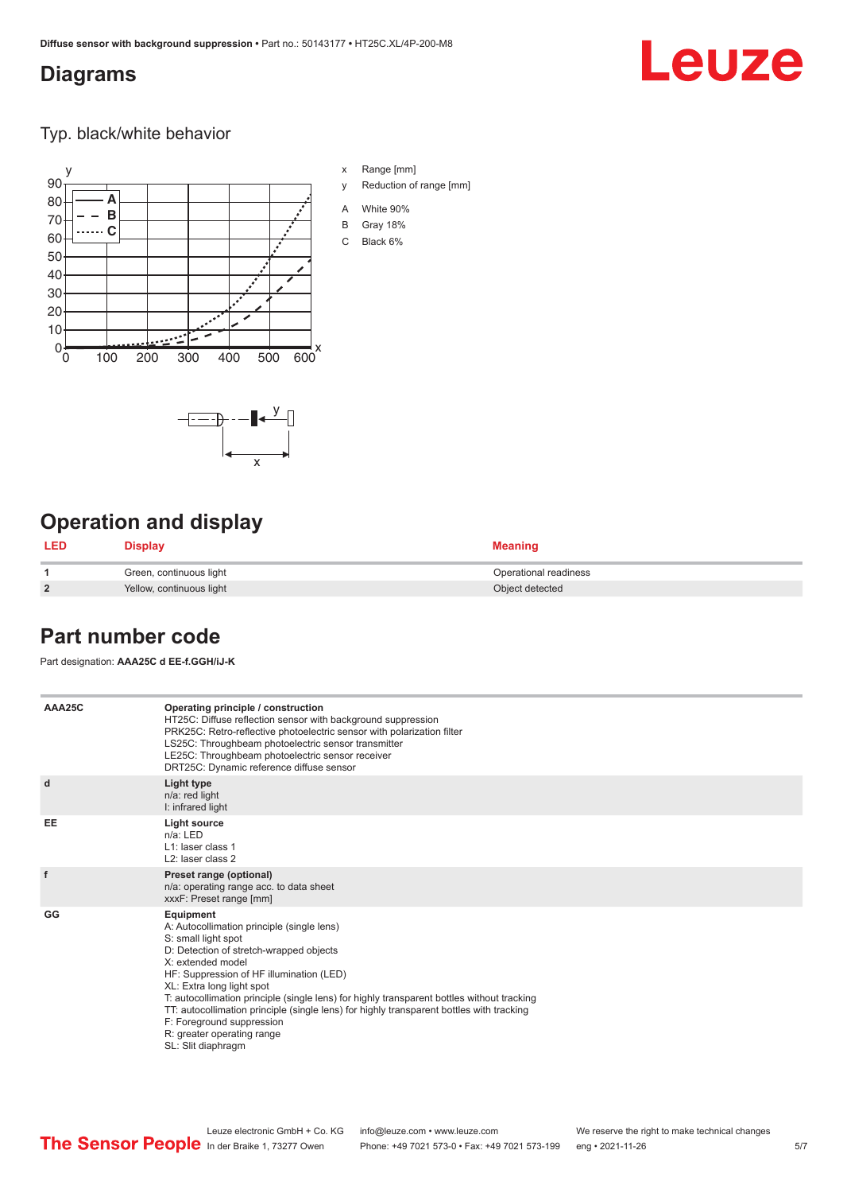## Diagrams

### Typ. black/white behavior

x Range [mm]

y Reduction of range [mm]

A White 90%

B Gray 18%

C Black 6%

## Operation and display

| LED | Display | Meaning |
|---|---|---|
| 1 | Green, continuous light | Operational readiness |
| 2 | Yellow, continuous light | Object detected |

## Part number code

Part designation: **AAA25C d EE-f.GGH/iJ-K**

| | |
|---|---|
| AAA25C | **Operating principle / construction**<br>HT25C: Diffuse reflection sensor with background suppression<br>PRK25C: Retro-reflective photoelectric sensor with polarization filter<br>LS25C: Throughbeam photoelectric sensor transmitter<br>LE25C: Throughbeam photoelectric sensor receiver<br>DRT25C: Dynamic reference diffuse sensor |
| d | **Light type**<br>n/a: red light<br>I: infrared light |
| EE | **Light source**<br>n/a: LED<br>L1: laser class 1<br>L2: laser class 2 |
| f | **Preset range (optional)**<br>n/a: operating range acc. to data sheet<br>xxxF: Preset range [mm] |
| GG | **Equipment**<br>A: Autocollimation principle (single lens)<br>S: small light spot<br>D: Detection of stretch-wrapped objects<br>X: extended model<br>HF: Suppression of HF illumination (LED)<br>XL: Extra long light spot<br>T: autocollimation principle (single lens) for highly transparent bottles without tracking<br>TT: autocollimation principle (single lens) for highly transparent bottles with tracking<br>F: Foreground suppression<br>R: greater operating range<br>SL: Slit diaphragm |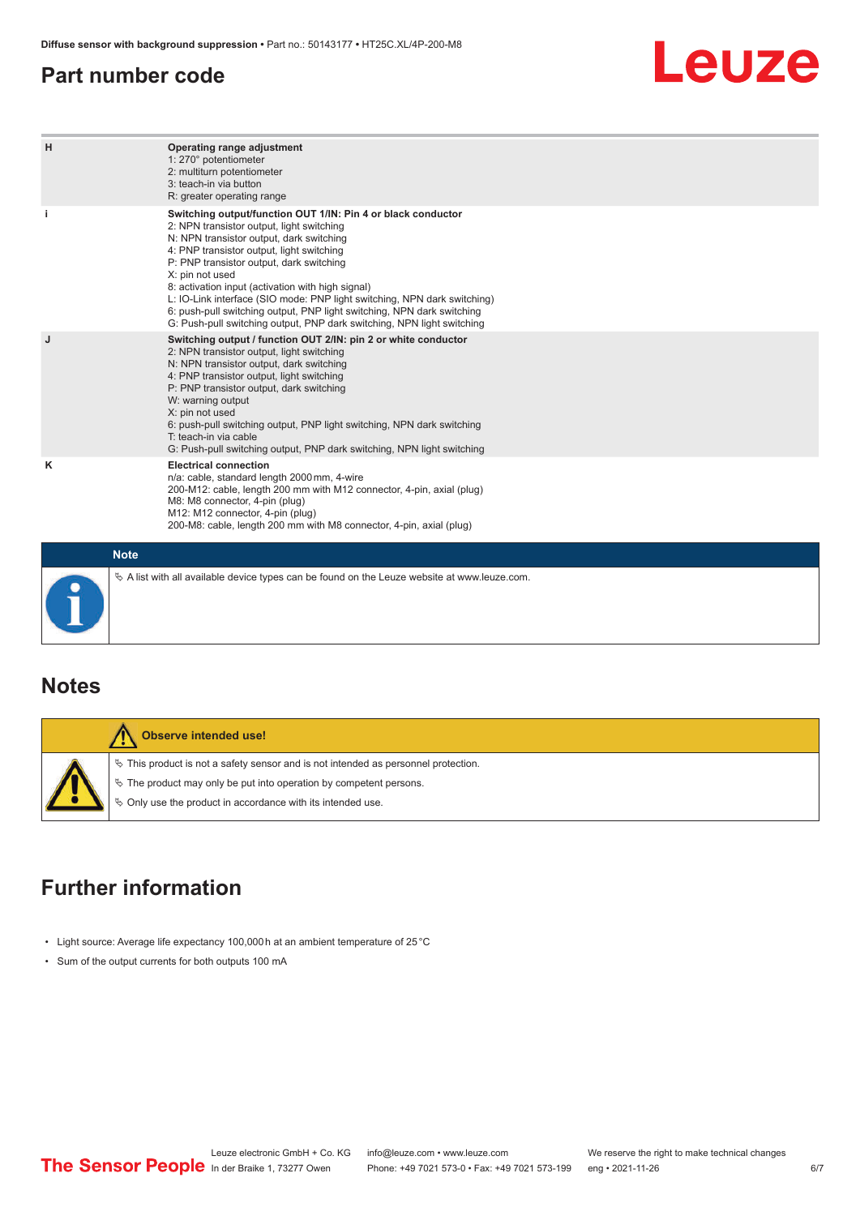## Part number code

| | |
|---|---|
| **H** | **Operating range adjustment**<br>1: 270° potentiometer<br>2: multiturn potentiometer<br>3: teach-in via button<br>R: greater operating range |
| **i** | **Switching output/function OUT 1/IN: Pin 4 or black conductor**<br>2: NPN transistor output, light switching<br>N: NPN transistor output, dark switching<br>4: PNP transistor output, light switching<br>P: PNP transistor output, dark switching<br>X: pin not used<br>8: activation input (activation with high signal)<br>L: IO-Link interface (SIO mode: PNP light switching, NPN dark switching)<br>6: push-pull switching output, PNP light switching, NPN dark switching<br>G: Push-pull switching output, PNP dark switching, NPN light switching |
| **J** | **Switching output / function OUT 2/IN: pin 2 or white conductor**<br>2: NPN transistor output, light switching<br>N: NPN transistor output, dark switching<br>4: PNP transistor output, light switching<br>P: PNP transistor output, dark switching<br>W: warning output<br>X: pin not used<br>6: push-pull switching output, PNP light switching, NPN dark switching<br>T: teach-in via cable<br>G: Push-pull switching output, PNP dark switching, NPN light switching |
| **K** | **Electrical connection**<br>n/a: cable, standard length 2000 mm, 4-wire<br>200-M12: cable, length 200 mm with M12 connector, 4-pin, axial (plug)<br>M8: M8 connector, 4-pin (plug)<br>M12: M12 connector, 4-pin (plug)<br>200-M8: cable, length 200 mm with M8 connector, 4-pin, axial (plug) |

**Note**

- A list with all available device types can be found on the Leuze website at www.leuze.com.

## Notes

**Observe intended use!**

- This product is not a safety sensor and is not intended as personnel protection.
- The product may only be put into operation by competent persons.
- Only use the product in accordance with its intended use.

## Further information

- Light source: Average life expectancy 100,000 h at an ambient temperature of 25 °C
- Sum of the output currents for both outputs 100 mA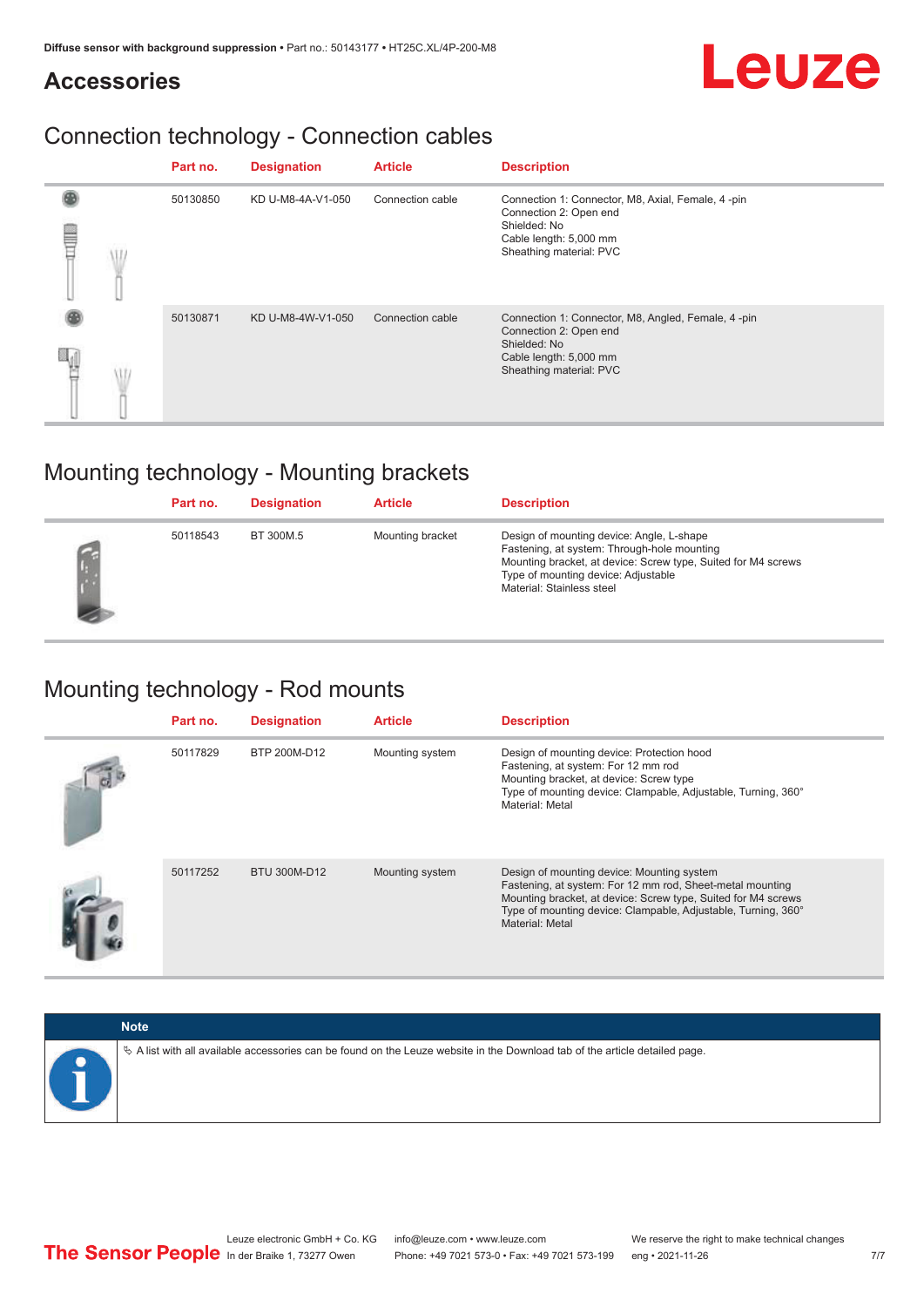## Accessories

### Connection technology - Connection cables

| | Part no. | Designation | Article | Description |
| --- | --- | --- | --- | --- |
| | 50130850 | KD U-M8-4A-V1-050 | Connection cable | Connection 1: Connector, M8, Axial, Female, 4 -pin<br>Connection 2: Open end<br>Shielded: No<br>Cable length: 5,000 mm<br>Sheathing material: PVC |
| | 50130871 | KD U-M8-4W-V1-050 | Connection cable | Connection 1: Connector, M8, Angled, Female, 4 -pin<br>Connection 2: Open end<br>Shielded: No<br>Cable length: 5,000 mm<br>Sheathing material: PVC |

### Mounting technology - Mounting brackets

| | Part no. | Designation | Article | Description |
| --- | --- | --- | --- | --- |
| | 50118543 | BT 300M.5 | Mounting bracket | Design of mounting device: Angle, L-shape<br>Fastening, at system: Through-hole mounting<br>Mounting bracket, at device: Screw type, Suited for M4 screws<br>Type of mounting device: Adjustable<br>Material: Stainless steel |

### Mounting technology - Rod mounts

| | Part no. | Designation | Article | Description |
| --- | --- | --- | --- | --- |
| | 50117829 | BTP 200M-D12 | Mounting system | Design of mounting device: Protection hood<br>Fastening, at system: For 12 mm rod<br>Mounting bracket, at device: Screw type<br>Type of mounting device: Clampable, Adjustable, Turning, 360°<br>Material: Metal |
| | 50117252 | BTU 300M-D12 | Mounting system | Design of mounting device: Mounting system<br>Fastening, at system: For 12 mm rod, Sheet-metal mounting<br>Mounting bracket, at device: Screw type, Suited for M4 screws<br>Type of mounting device: Clampable, Adjustable, Turning, 360°<br>Material: Metal |

**Note**

✎ A list with all available accessories can be found on the Leuze website in the Download tab of the article detailed page.